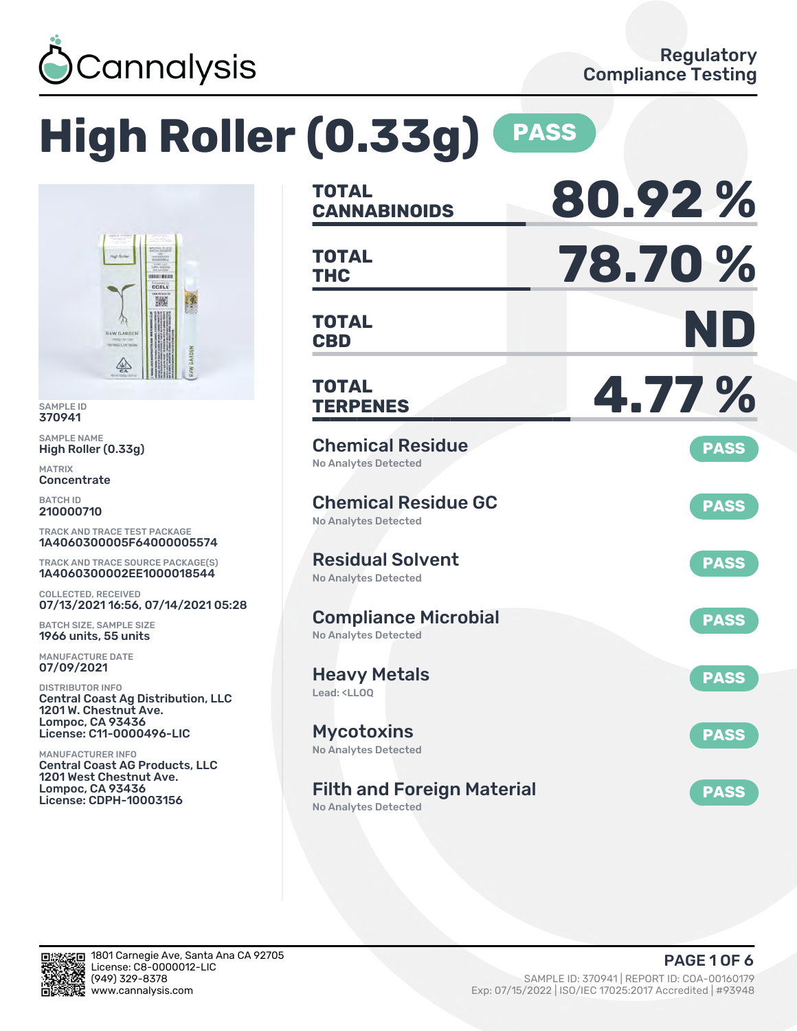Cannalysis

Regulatory Compliance Testing

# High Roller (0.33g) PASS

SAMPLE ID
370941

SAMPLE NAME
High Roller (0.33g)

MATRIX
Concentrate

BATCH ID
210000710

TRACK AND TRACE TEST PACKAGE
1A4060300005F64000005574

TRACK AND TRACE SOURCE PACKAGE(S)
1A4060300002EE1000018544

COLLECTED, RECEIVED
07/13/2021 16:56, 07/14/2021 05:28

BATCH SIZE, SAMPLE SIZE
1966 units, 55 units

MANUFACTURE DATE
07/09/2021

DISTRIBUTOR INFO
Central Coast Ag Distribution, LLC
1201 W. Chestnut Ave.
Lompoc, CA 93436
License: C11-0000496-LIC

MANUFACTURER INFO
Central Coast AG Products, LLC
1201 West Chestnut Ave.
Lompoc, CA 93436
License: CDPH-10003156

| | |
|---|---|
| **TOTAL CANNABINOIDS** | **80.92 %** |
| **TOTAL THC** | **78.70 %** |
| **TOTAL CBD** | **ND** |
| **TOTAL TERPENES** | **4.77 %** |

| Test | Result |
|---|---|
| **Chemical Residue** — No Analytes Detected | PASS |
| **Chemical Residue GC** — No Analytes Detected | PASS |
| **Residual Solvent** — No Analytes Detected | PASS |
| **Compliance Microbial** — No Analytes Detected | PASS |
| **Heavy Metals** — Lead: <LLOQ | PASS |
| **Mycotoxins** — No Analytes Detected | PASS |
| **Filth and Foreign Material** — No Analytes Detected | PASS |

1801 Carnegie Ave, Santa Ana CA 92705
License: C8-0000012-LIC
(949) 329-8378
www.cannalysis.com

SAMPLE ID: 370941 | REPORT ID: COA-00160179
Exp: 07/15/2022 | ISO/IEC 17025:2017 Accredited | #93948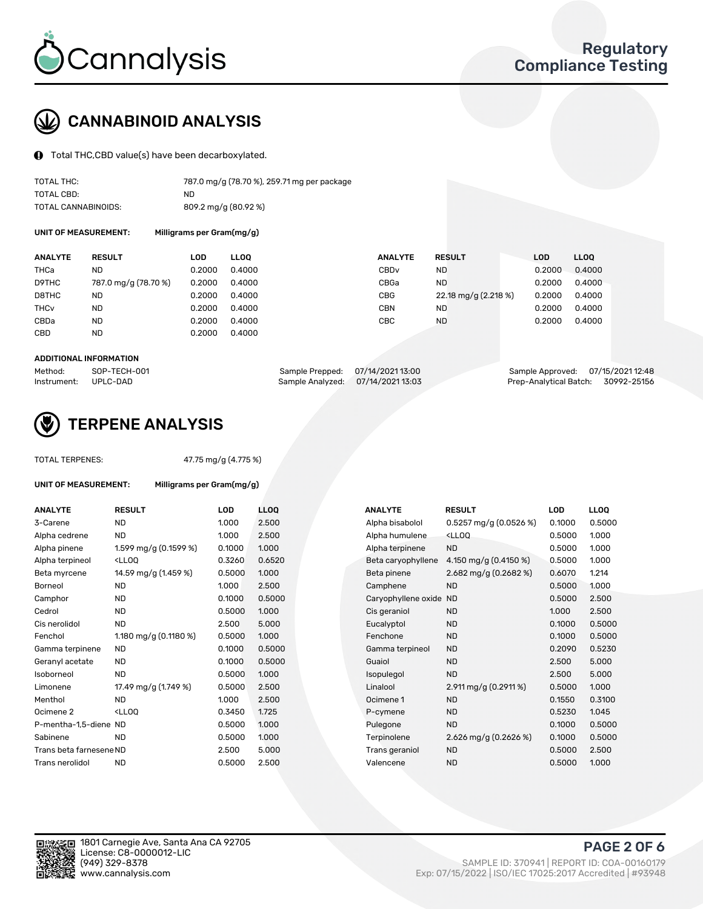Cannalysis

Regulatory Compliance Testing

## CANNABINOID ANALYSIS

Total THC,CBD value(s) have been decarboxylated.

| | |
|---|---|
| TOTAL THC: | 787.0 mg/g (78.70 %), 259.71 mg per package |
| TOTAL CBD: | ND |
| TOTAL CANNABINOIDS: | 809.2 mg/g (80.92 %) |

**UNIT OF MEASUREMENT:** Milligrams per Gram(mg/g)

| ANALYTE | RESULT | LOD | LLOQ | ANALYTE | RESULT | LOD | LLOQ |
|---|---|---|---|---|---|---|---|
| THCa | ND | 0.2000 | 0.4000 | CBDv | ND | 0.2000 | 0.4000 |
| D9THC | 787.0 mg/g (78.70 %) | 0.2000 | 0.4000 | CBGa | ND | 0.2000 | 0.4000 |
| D8THC | ND | 0.2000 | 0.4000 | CBG | 22.18 mg/g (2.218 %) | 0.2000 | 0.4000 |
| THCv | ND | 0.2000 | 0.4000 | CBN | ND | 0.2000 | 0.4000 |
| CBDa | ND | 0.2000 | 0.4000 | CBC | ND | 0.2000 | 0.4000 |
| CBD | ND | 0.2000 | 0.4000 | | | | |

**ADDITIONAL INFORMATION**

| | | | | | |
|---|---|---|---|---|---|
| Method: | SOP-TECH-001 | Sample Prepped: | 07/14/2021 13:00 | Sample Approved: | 07/15/2021 12:48 |
| Instrument: | UPLC-DAD | Sample Analyzed: | 07/14/2021 13:03 | Prep-Analytical Batch: | 30992-25156 |

## TERPENE ANALYSIS

TOTAL TERPENES: 47.75 mg/g (4.775 %)

**UNIT OF MEASUREMENT:** Milligrams per Gram(mg/g)

| ANALYTE | RESULT | LOD | LLOQ | ANALYTE | RESULT | LOD | LLOQ |
|---|---|---|---|---|---|---|---|
| 3-Carene | ND | 1.000 | 2.500 | Alpha bisabolol | 0.5257 mg/g (0.0526 %) | 0.1000 | 0.5000 |
| Alpha cedrene | ND | 1.000 | 2.500 | Alpha humulene | <LLOQ | 0.5000 | 1.000 |
| Alpha pinene | 1.599 mg/g (0.1599 %) | 0.1000 | 1.000 | Alpha terpinene | ND | 0.5000 | 1.000 |
| Alpha terpineol | <LLOQ | 0.3260 | 0.6520 | Beta caryophyllene | 4.150 mg/g (0.4150 %) | 0.5000 | 1.000 |
| Beta myrcene | 14.59 mg/g (1.459 %) | 0.5000 | 1.000 | Beta pinene | 2.682 mg/g (0.2682 %) | 0.6070 | 1.214 |
| Borneol | ND | 1.000 | 2.500 | Camphene | ND | 0.5000 | 1.000 |
| Camphor | ND | 0.1000 | 0.5000 | Caryophyllene oxide | ND | 0.5000 | 2.500 |
| Cedrol | ND | 0.5000 | 1.000 | Cis geraniol | ND | 1.000 | 2.500 |
| Cis nerolidol | ND | 2.500 | 5.000 | Eucalyptol | ND | 0.1000 | 0.5000 |
| Fenchol | 1.180 mg/g (0.1180 %) | 0.5000 | 1.000 | Fenchone | ND | 0.1000 | 0.5000 |
| Gamma terpinene | ND | 0.1000 | 0.5000 | Gamma terpineol | ND | 0.2090 | 0.5230 |
| Geranyl acetate | ND | 0.1000 | 0.5000 | Guaiol | ND | 2.500 | 5.000 |
| Isoborneol | ND | 0.5000 | 1.000 | Isopulegol | ND | 2.500 | 5.000 |
| Limonene | 17.49 mg/g (1.749 %) | 0.5000 | 2.500 | Linalool | 2.911 mg/g (0.2911 %) | 0.5000 | 1.000 |
| Menthol | ND | 1.000 | 2.500 | Ocimene 1 | ND | 0.1550 | 0.3100 |
| Ocimene 2 | <LLOQ | 0.3450 | 1.725 | P-cymene | ND | 0.5230 | 1.045 |
| P-mentha-1,5-diene | ND | 0.5000 | 1.000 | Pulegone | ND | 0.1000 | 0.5000 |
| Sabinene | ND | 0.5000 | 1.000 | Terpinolene | 2.626 mg/g (0.2626 %) | 0.1000 | 0.5000 |
| Trans beta farnesene | ND | 2.500 | 5.000 | Trans geraniol | ND | 0.5000 | 2.500 |
| Trans nerolidol | ND | 0.5000 | 2.500 | Valencene | ND | 0.5000 | 1.000 |

1801 Carnegie Ave, Santa Ana CA 92705
License: C8-0000012-LIC
(949) 329-8378
www.cannalysis.com

SAMPLE ID: 370941 | REPORT ID: COA-00160179
Exp: 07/15/2022 | ISO/IEC 17025:2017 Accredited | #93948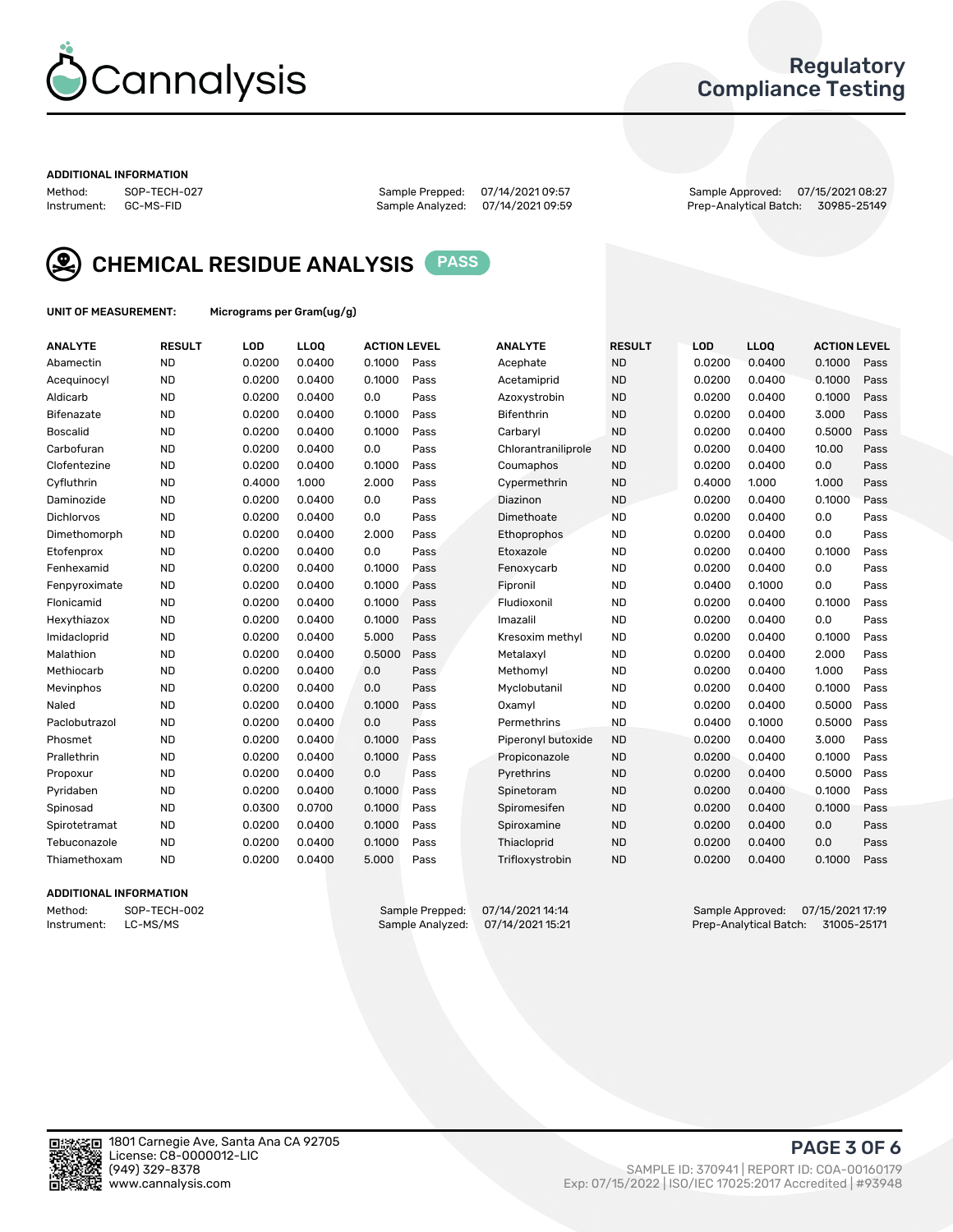# Cannalysis

## Regulatory Compliance Testing

**ADDITIONAL INFORMATION**

Method: SOP-TECH-027
Instrument: GC-MS-FID

Sample Prepped: 07/14/2021 09:57
Sample Analyzed: 07/14/2021 09:59

Sample Approved: 07/15/2021 08:27
Prep-Analytical Batch: 30985-25149

## CHEMICAL RESIDUE ANALYSIS PASS

**UNIT OF MEASUREMENT:** Micrograms per Gram(ug/g)

| ANALYTE | RESULT | LOD | LLOQ | ACTION LEVEL | | ANALYTE | RESULT | LOD | LLOQ | ACTION LEVEL | |
|---|---|---|---|---|---|---|---|---|---|---|---|
| Abamectin | ND | 0.0200 | 0.0400 | 0.1000 | Pass | Acephate | ND | 0.0200 | 0.0400 | 0.1000 | Pass |
| Acequinocyl | ND | 0.0200 | 0.0400 | 0.1000 | Pass | Acetamiprid | ND | 0.0200 | 0.0400 | 0.1000 | Pass |
| Aldicarb | ND | 0.0200 | 0.0400 | 0.0 | Pass | Azoxystrobin | ND | 0.0200 | 0.0400 | 0.1000 | Pass |
| Bifenazate | ND | 0.0200 | 0.0400 | 0.1000 | Pass | Bifenthrin | ND | 0.0200 | 0.0400 | 3.000 | Pass |
| Boscalid | ND | 0.0200 | 0.0400 | 0.1000 | Pass | Carbaryl | ND | 0.0200 | 0.0400 | 0.5000 | Pass |
| Carbofuran | ND | 0.0200 | 0.0400 | 0.0 | Pass | Chlorantraniliprole | ND | 0.0200 | 0.0400 | 10.00 | Pass |
| Clofentezine | ND | 0.0200 | 0.0400 | 0.1000 | Pass | Coumaphos | ND | 0.0200 | 0.0400 | 0.0 | Pass |
| Cyfluthrin | ND | 0.4000 | 1.000 | 2.000 | Pass | Cypermethrin | ND | 0.4000 | 1.000 | 1.000 | Pass |
| Daminozide | ND | 0.0200 | 0.0400 | 0.0 | Pass | Diazinon | ND | 0.0200 | 0.0400 | 0.1000 | Pass |
| Dichlorvos | ND | 0.0200 | 0.0400 | 0.0 | Pass | Dimethoate | ND | 0.0200 | 0.0400 | 0.0 | Pass |
| Dimethomorph | ND | 0.0200 | 0.0400 | 2.000 | Pass | Ethoprophos | ND | 0.0200 | 0.0400 | 0.0 | Pass |
| Etofenprox | ND | 0.0200 | 0.0400 | 0.0 | Pass | Etoxazole | ND | 0.0200 | 0.0400 | 0.1000 | Pass |
| Fenhexamid | ND | 0.0200 | 0.0400 | 0.1000 | Pass | Fenoxycarb | ND | 0.0200 | 0.0400 | 0.0 | Pass |
| Fenpyroximate | ND | 0.0200 | 0.0400 | 0.1000 | Pass | Fipronil | ND | 0.0400 | 0.1000 | 0.0 | Pass |
| Flonicamid | ND | 0.0200 | 0.0400 | 0.1000 | Pass | Fludioxonil | ND | 0.0200 | 0.0400 | 0.1000 | Pass |
| Hexythiazox | ND | 0.0200 | 0.0400 | 0.1000 | Pass | Imazalil | ND | 0.0200 | 0.0400 | 0.0 | Pass |
| Imidacloprid | ND | 0.0200 | 0.0400 | 5.000 | Pass | Kresoxim methyl | ND | 0.0200 | 0.0400 | 0.1000 | Pass |
| Malathion | ND | 0.0200 | 0.0400 | 0.5000 | Pass | Metalaxyl | ND | 0.0200 | 0.0400 | 2.000 | Pass |
| Methiocarb | ND | 0.0200 | 0.0400 | 0.0 | Pass | Methomyl | ND | 0.0200 | 0.0400 | 1.000 | Pass |
| Mevinphos | ND | 0.0200 | 0.0400 | 0.0 | Pass | Myclobutanil | ND | 0.0200 | 0.0400 | 0.1000 | Pass |
| Naled | ND | 0.0200 | 0.0400 | 0.1000 | Pass | Oxamyl | ND | 0.0200 | 0.0400 | 0.5000 | Pass |
| Paclobutrazol | ND | 0.0200 | 0.0400 | 0.0 | Pass | Permethrins | ND | 0.0400 | 0.1000 | 0.5000 | Pass |
| Phosmet | ND | 0.0200 | 0.0400 | 0.1000 | Pass | Piperonyl butoxide | ND | 0.0200 | 0.0400 | 3.000 | Pass |
| Prallethrin | ND | 0.0200 | 0.0400 | 0.1000 | Pass | Propiconazole | ND | 0.0200 | 0.0400 | 0.1000 | Pass |
| Propoxur | ND | 0.0200 | 0.0400 | 0.0 | Pass | Pyrethrins | ND | 0.0200 | 0.0400 | 0.5000 | Pass |
| Pyridaben | ND | 0.0200 | 0.0400 | 0.1000 | Pass | Spinetoram | ND | 0.0200 | 0.0400 | 0.1000 | Pass |
| Spinosad | ND | 0.0300 | 0.0700 | 0.1000 | Pass | Spiromesifen | ND | 0.0200 | 0.0400 | 0.1000 | Pass |
| Spirotetramat | ND | 0.0200 | 0.0400 | 0.1000 | Pass | Spiroxamine | ND | 0.0200 | 0.0400 | 0.0 | Pass |
| Tebuconazole | ND | 0.0200 | 0.0400 | 0.1000 | Pass | Thiacloprid | ND | 0.0200 | 0.0400 | 0.0 | Pass |
| Thiamethoxam | ND | 0.0200 | 0.0400 | 5.000 | Pass | Trifloxystrobin | ND | 0.0200 | 0.0400 | 0.1000 | Pass |

**ADDITIONAL INFORMATION**

Method: SOP-TECH-002
Instrument: LC-MS/MS

Sample Prepped: 07/14/2021 14:14
Sample Analyzed: 07/14/2021 15:21

Sample Approved: 07/15/2021 17:19
Prep-Analytical Batch: 31005-25171

1801 Carnegie Ave, Santa Ana CA 92705
License: C8-0000012-LIC
(949) 329-8378
www.cannalysis.com

SAMPLE ID: 370941 | REPORT ID: COA-00160179
Exp: 07/15/2022 | ISO/IEC 17025:2017 Accredited | #93948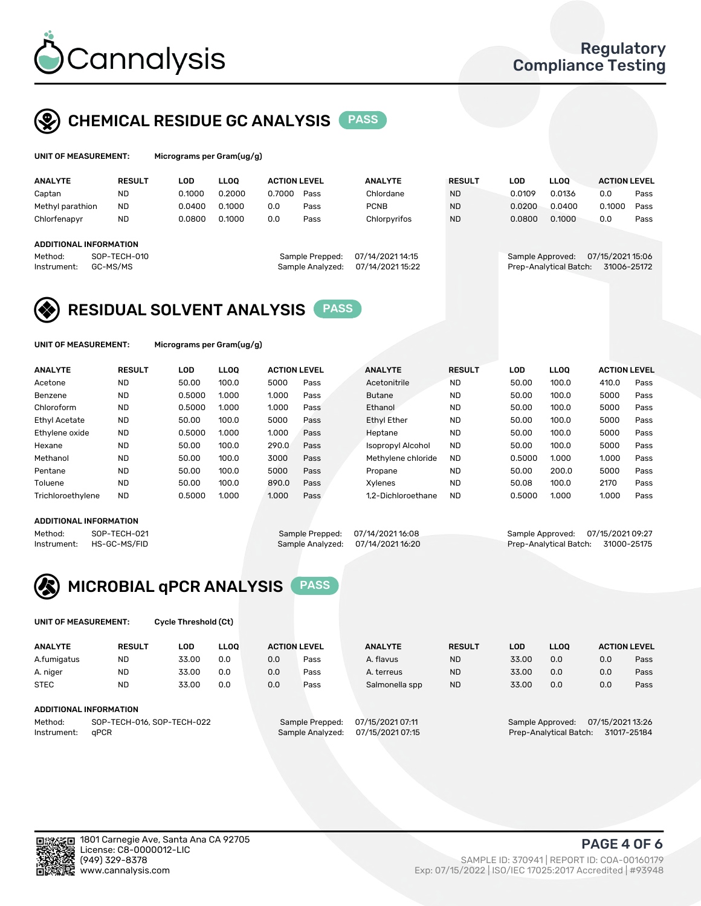# Cannalysis

Regulatory Compliance Testing

## CHEMICAL RESIDUE GC ANALYSIS PASS

**UNIT OF MEASUREMENT:** Micrograms per Gram(ug/g)

| ANALYTE | RESULT | LOD | LLOQ | ACTION LEVEL | | ANALYTE | RESULT | LOD | LLOQ | ACTION LEVEL | |
|---|---|---|---|---|---|---|---|---|---|---|---|
| Captan | ND | 0.1000 | 0.2000 | 0.7000 | Pass | Chlordane | ND | 0.0109 | 0.0136 | 0.0 | Pass |
| Methyl parathion | ND | 0.0400 | 0.1000 | 0.0 | Pass | PCNB | ND | 0.0200 | 0.0400 | 0.1000 | Pass |
| Chlorfenapyr | ND | 0.0800 | 0.1000 | 0.0 | Pass | Chlorpyrifos | ND | 0.0800 | 0.1000 | 0.0 | Pass |

**ADDITIONAL INFORMATION**

Method: SOP-TECH-010
Instrument: GC-MS/MS
Sample Prepped: 07/14/2021 14:15
Sample Analyzed: 07/14/2021 15:22
Sample Approved: 07/15/2021 15:06
Prep-Analytical Batch: 31006-25172

## RESIDUAL SOLVENT ANALYSIS PASS

**UNIT OF MEASUREMENT:** Micrograms per Gram(ug/g)

| ANALYTE | RESULT | LOD | LLOQ | ACTION LEVEL | | ANALYTE | RESULT | LOD | LLOQ | ACTION LEVEL | |
|---|---|---|---|---|---|---|---|---|---|---|---|
| Acetone | ND | 50.00 | 100.0 | 5000 | Pass | Acetonitrile | ND | 50.00 | 100.0 | 410.0 | Pass |
| Benzene | ND | 0.5000 | 1.000 | 1.000 | Pass | Butane | ND | 50.00 | 100.0 | 5000 | Pass |
| Chloroform | ND | 0.5000 | 1.000 | 1.000 | Pass | Ethanol | ND | 50.00 | 100.0 | 5000 | Pass |
| Ethyl Acetate | ND | 50.00 | 100.0 | 5000 | Pass | Ethyl Ether | ND | 50.00 | 100.0 | 5000 | Pass |
| Ethylene oxide | ND | 0.5000 | 1.000 | 1.000 | Pass | Heptane | ND | 50.00 | 100.0 | 5000 | Pass |
| Hexane | ND | 50.00 | 100.0 | 290.0 | Pass | Isopropyl Alcohol | ND | 50.00 | 100.0 | 5000 | Pass |
| Methanol | ND | 50.00 | 100.0 | 3000 | Pass | Methylene chloride | ND | 0.5000 | 1.000 | 1.000 | Pass |
| Pentane | ND | 50.00 | 100.0 | 5000 | Pass | Propane | ND | 50.00 | 200.0 | 5000 | Pass |
| Toluene | ND | 50.00 | 100.0 | 890.0 | Pass | Xylenes | ND | 50.08 | 100.0 | 2170 | Pass |
| Trichloroethylene | ND | 0.5000 | 1.000 | 1.000 | Pass | 1,2-Dichloroethane | ND | 0.5000 | 1.000 | 1.000 | Pass |

**ADDITIONAL INFORMATION**

Method: SOP-TECH-021
Instrument: HS-GC-MS/FID
Sample Prepped: 07/14/2021 16:08
Sample Analyzed: 07/14/2021 16:20
Sample Approved: 07/15/2021 09:27
Prep-Analytical Batch: 31000-25175

## MICROBIAL qPCR ANALYSIS PASS

**UNIT OF MEASUREMENT:** Cycle Threshold (Ct)

| ANALYTE | RESULT | LOD | LLOQ | ACTION LEVEL | | ANALYTE | RESULT | LOD | LLOQ | ACTION LEVEL | |
|---|---|---|---|---|---|---|---|---|---|---|---|
| A.fumigatus | ND | 33.00 | 0.0 | 0.0 | Pass | A. flavus | ND | 33.00 | 0.0 | 0.0 | Pass |
| A. niger | ND | 33.00 | 0.0 | 0.0 | Pass | A. terreus | ND | 33.00 | 0.0 | 0.0 | Pass |
| STEC | ND | 33.00 | 0.0 | 0.0 | Pass | Salmonella spp | ND | 33.00 | 0.0 | 0.0 | Pass |

**ADDITIONAL INFORMATION**

Method: SOP-TECH-016, SOP-TECH-022
Instrument: qPCR
Sample Prepped: 07/15/2021 07:11
Sample Analyzed: 07/15/2021 07:15
Sample Approved: 07/15/2021 13:26
Prep-Analytical Batch: 31017-25184

1801 Carnegie Ave, Santa Ana CA 92705
License: C8-0000012-LIC
(949) 329-8378
www.cannalysis.com

SAMPLE ID: 370941 | REPORT ID: COA-00160179
Exp: 07/15/2022 | ISO/IEC 17025:2017 Accredited | #93948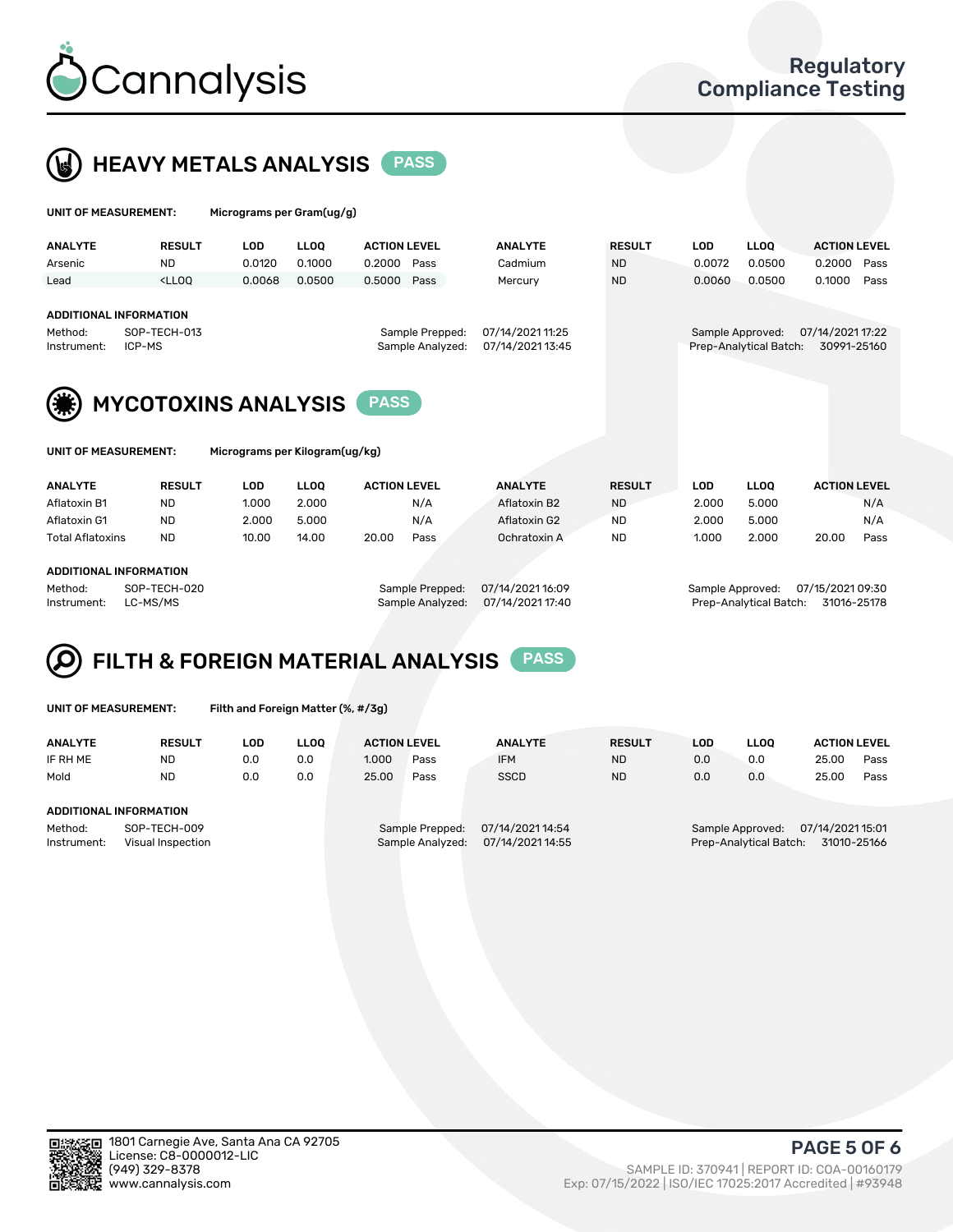## HEAVY METALS ANALYSIS PASS

**UNIT OF MEASUREMENT:** Micrograms per Gram(ug/g)

| ANALYTE | RESULT | LOD | LLOQ | ACTION LEVEL | | ANALYTE | RESULT | LOD | LLOQ | ACTION LEVEL | |
|---|---|---|---|---|---|---|---|---|---|---|---|
| Arsenic | ND | 0.0120 | 0.1000 | 0.2000 | Pass | Cadmium | ND | 0.0072 | 0.0500 | 0.2000 | Pass |
| Lead | <LLOQ | 0.0068 | 0.0500 | 0.5000 | Pass | Mercury | ND | 0.0060 | 0.0500 | 0.1000 | Pass |

**ADDITIONAL INFORMATION**

Method: SOP-TECH-013
Instrument: ICP-MS
Sample Prepped: 07/14/2021 11:25
Sample Analyzed: 07/14/2021 13:45
Sample Approved: 07/14/2021 17:22
Prep-Analytical Batch: 30991-25160

## MYCOTOXINS ANALYSIS PASS

**UNIT OF MEASUREMENT:** Micrograms per Kilogram(ug/kg)

| ANALYTE | RESULT | LOD | LLOQ | ACTION LEVEL | | ANALYTE | RESULT | LOD | LLOQ | ACTION LEVEL | |
|---|---|---|---|---|---|---|---|---|---|---|---|
| Aflatoxin B1 | ND | 1.000 | 2.000 | | N/A | Aflatoxin B2 | ND | 2.000 | 5.000 | | N/A |
| Aflatoxin G1 | ND | 2.000 | 5.000 | | N/A | Aflatoxin G2 | ND | 2.000 | 5.000 | | N/A |
| Total Aflatoxins | ND | 10.00 | 14.00 | 20.00 | Pass | Ochratoxin A | ND | 1.000 | 2.000 | 20.00 | Pass |

**ADDITIONAL INFORMATION**

Method: SOP-TECH-020
Instrument: LC-MS/MS
Sample Prepped: 07/14/2021 16:09
Sample Analyzed: 07/14/2021 17:40
Sample Approved: 07/15/2021 09:30
Prep-Analytical Batch: 31016-25178

## FILTH & FOREIGN MATERIAL ANALYSIS PASS

**UNIT OF MEASUREMENT:** Filth and Foreign Matter (%, #/3g)

| ANALYTE | RESULT | LOD | LLOQ | ACTION LEVEL | | ANALYTE | RESULT | LOD | LLOQ | ACTION LEVEL | |
|---|---|---|---|---|---|---|---|---|---|---|---|
| IF RH ME | ND | 0.0 | 0.0 | 1.000 | Pass | IFM | ND | 0.0 | 0.0 | 25.00 | Pass |
| Mold | ND | 0.0 | 0.0 | 25.00 | Pass | SSCD | ND | 0.0 | 0.0 | 25.00 | Pass |

**ADDITIONAL INFORMATION**

Method: SOP-TECH-009
Instrument: Visual Inspection
Sample Prepped: 07/14/2021 14:54
Sample Analyzed: 07/14/2021 14:55
Sample Approved: 07/14/2021 15:01
Prep-Analytical Batch: 31010-25166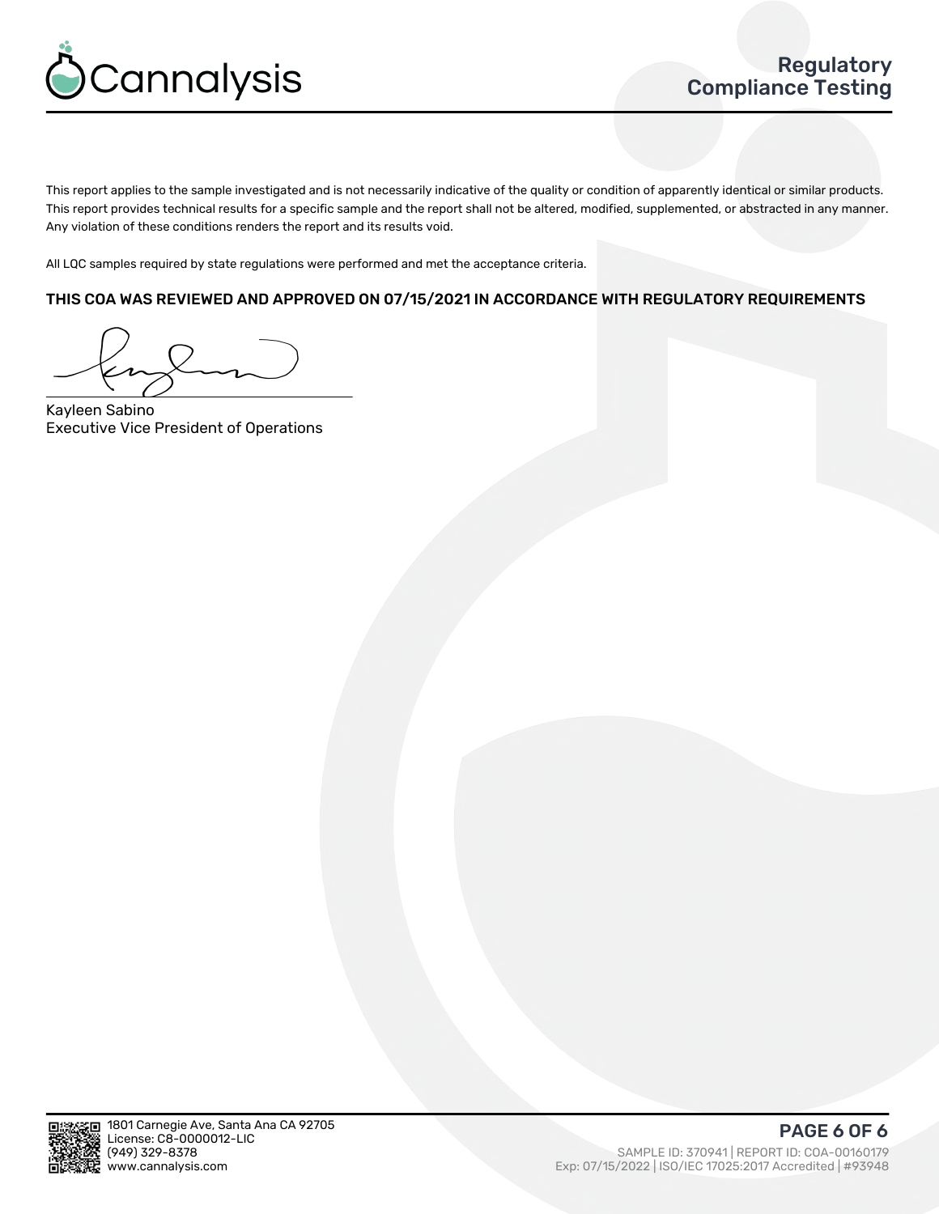This report applies to the sample investigated and is not necessarily indicative of the quality or condition of apparently identical or similar products. This report provides technical results for a specific sample and the report shall not be altered, modified, supplemented, or abstracted in any manner. Any violation of these conditions renders the report and its results void.

All LQC samples required by state regulations were performed and met the acceptance criteria.

**THIS COA WAS REVIEWED AND APPROVED ON 07/15/2021 IN ACCORDANCE WITH REGULATORY REQUIREMENTS**

Kayleen Sabino
Executive Vice President of Operations